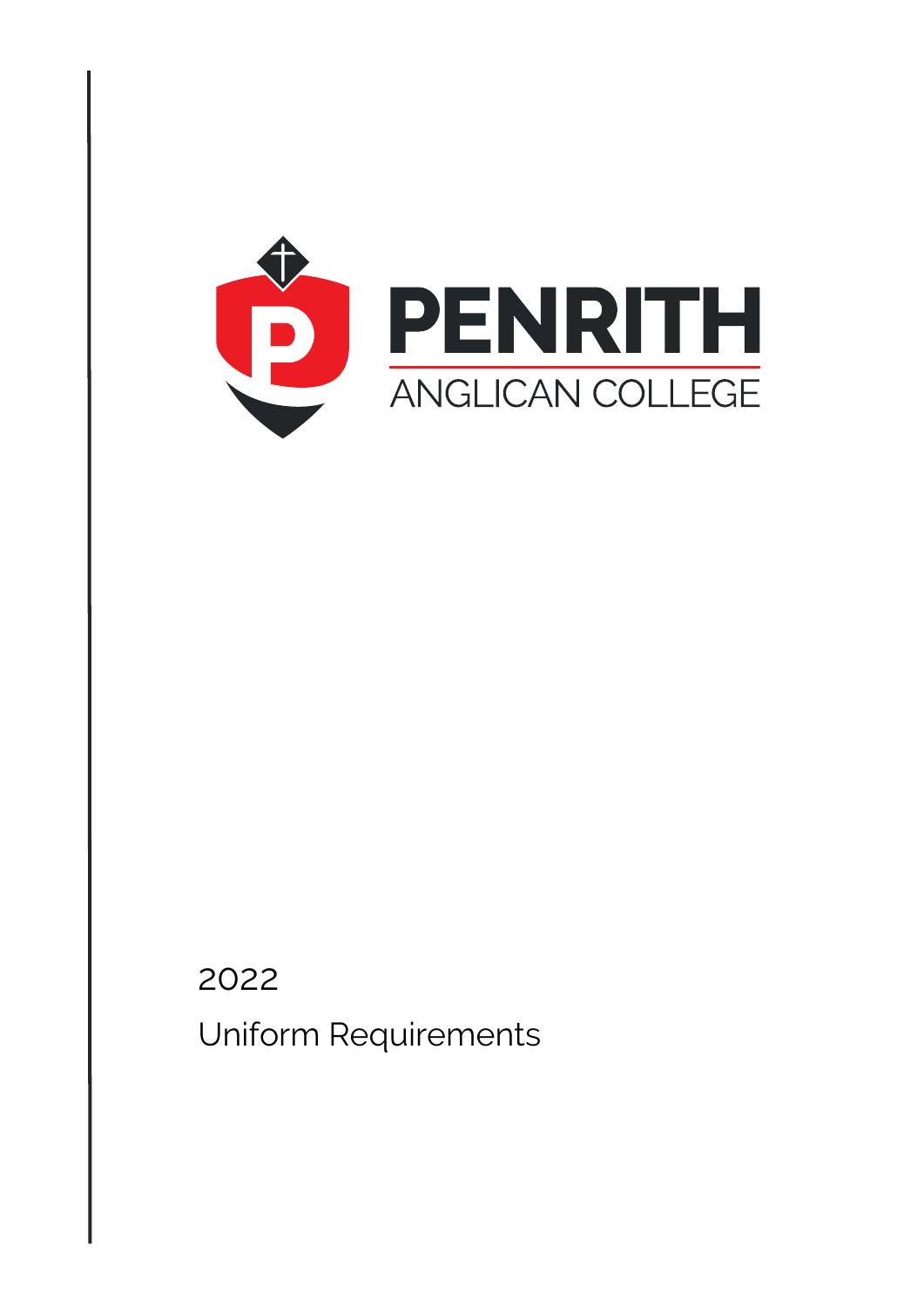PENRITH

ANGLICAN COLLEGE

2022

Uniform Requirements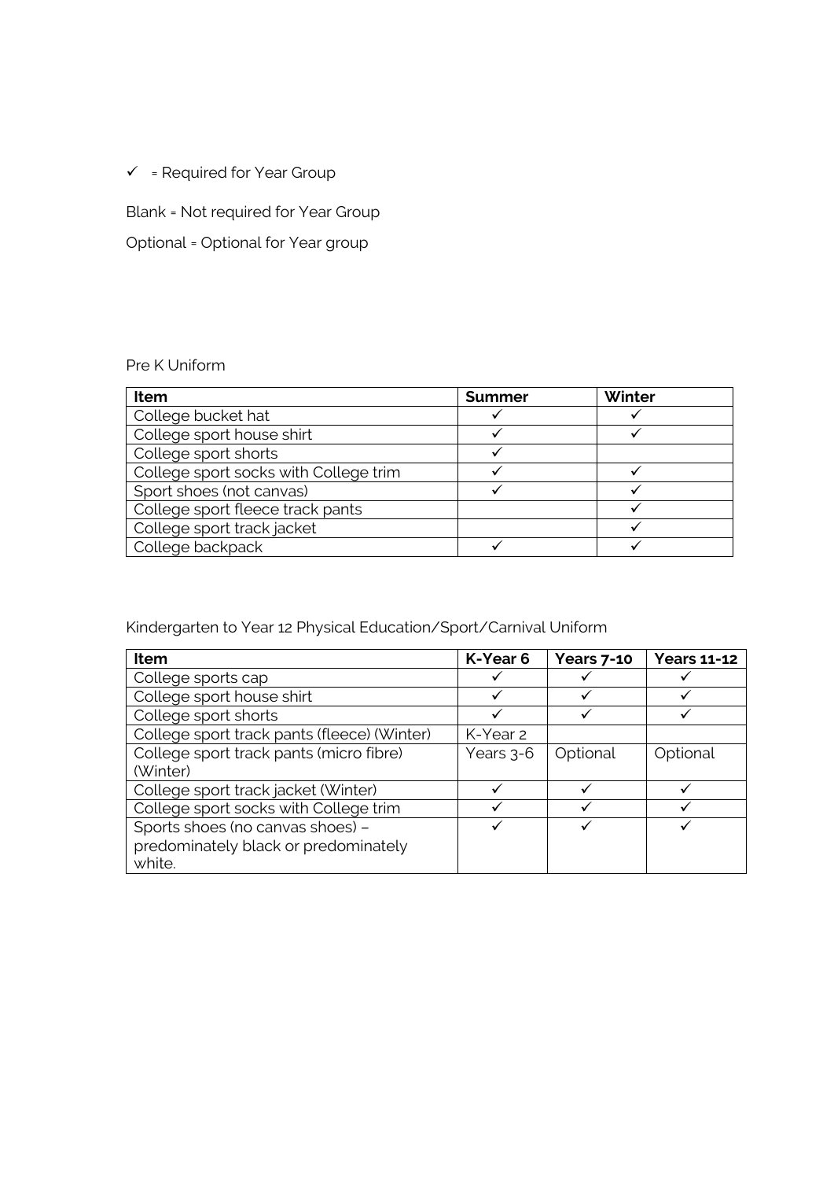✓ = Required for Year Group

Blank = Not required for Year Group

Optional = Optional for Year group

Pre K Uniform

| Item | Summer | Winter |
|---|---|---|
| College bucket hat | ✓ | ✓ |
| College sport house shirt | ✓ | ✓ |
| College sport shorts | ✓ | |
| College sport socks with College trim | ✓ | ✓ |
| Sport shoes (not canvas) | ✓ | ✓ |
| College sport fleece track pants | | ✓ |
| College sport track jacket | | ✓ |
| College backpack | ✓ | ✓ |

Kindergarten to Year 12 Physical Education/Sport/Carnival Uniform

| Item | K-Year 6 | Years 7-10 | Years 11-12 |
|---|---|---|---|
| College sports cap | ✓ | ✓ | ✓ |
| College sport house shirt | ✓ | ✓ | ✓ |
| College sport shorts | ✓ | ✓ | ✓ |
| College sport track pants (fleece) (Winter) | K-Year 2 | | |
| College sport track pants (micro fibre) (Winter) | Years 3-6 | Optional | Optional |
| College sport track jacket (Winter) | ✓ | ✓ | ✓ |
| College sport socks with College trim | ✓ | ✓ | ✓ |
| Sports shoes (no canvas shoes) – predominately black or predominately white. | ✓ | ✓ | ✓ |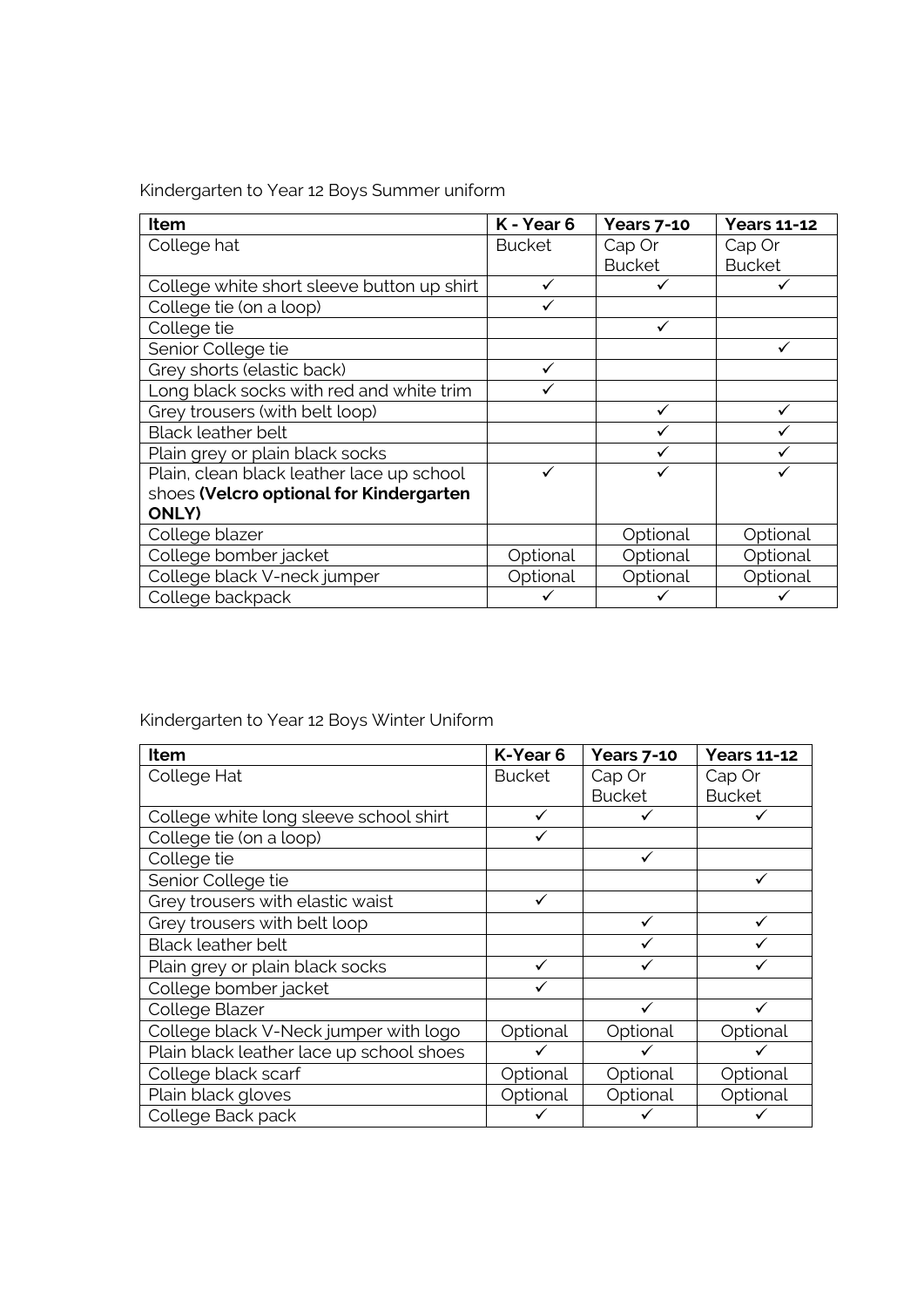Kindergarten to Year 12 Boys Summer uniform

| Item | K - Year 6 | Years 7-10 | Years 11-12 |
|---|---|---|---|
| College hat | Bucket | Cap Or Bucket | Cap Or Bucket |
| College white short sleeve button up shirt | ✓ | ✓ | ✓ |
| College tie (on a loop) | ✓ | | |
| College tie | | ✓ | |
| Senior College tie | | | ✓ |
| Grey shorts (elastic back) | ✓ | | |
| Long black socks with red and white trim | ✓ | | |
| Grey trousers (with belt loop) | | ✓ | ✓ |
| Black leather belt | | ✓ | ✓ |
| Plain grey or plain black socks | | ✓ | ✓ |
| Plain, clean black leather lace up school shoes **(Velcro optional for Kindergarten ONLY)** | ✓ | ✓ | ✓ |
| College blazer | | Optional | Optional |
| College bomber jacket | Optional | Optional | Optional |
| College black V-neck jumper | Optional | Optional | Optional |
| College backpack | ✓ | ✓ | ✓ |

Kindergarten to Year 12 Boys Winter Uniform

| Item | K-Year 6 | Years 7-10 | Years 11-12 |
|---|---|---|---|
| College Hat | Bucket | Cap Or Bucket | Cap Or Bucket |
| College white long sleeve school shirt | ✓ | ✓ | ✓ |
| College tie (on a loop) | ✓ | | |
| College tie | | ✓ | |
| Senior College tie | | | ✓ |
| Grey trousers with elastic waist | ✓ | | |
| Grey trousers with belt loop | | ✓ | ✓ |
| Black leather belt | | ✓ | ✓ |
| Plain grey or plain black socks | ✓ | ✓ | ✓ |
| College bomber jacket | ✓ | | |
| College Blazer | | ✓ | ✓ |
| College black V-Neck jumper with logo | Optional | Optional | Optional |
| Plain black leather lace up school shoes | ✓ | ✓ | ✓ |
| College black scarf | Optional | Optional | Optional |
| Plain black gloves | Optional | Optional | Optional |
| College Back pack | ✓ | ✓ | ✓ |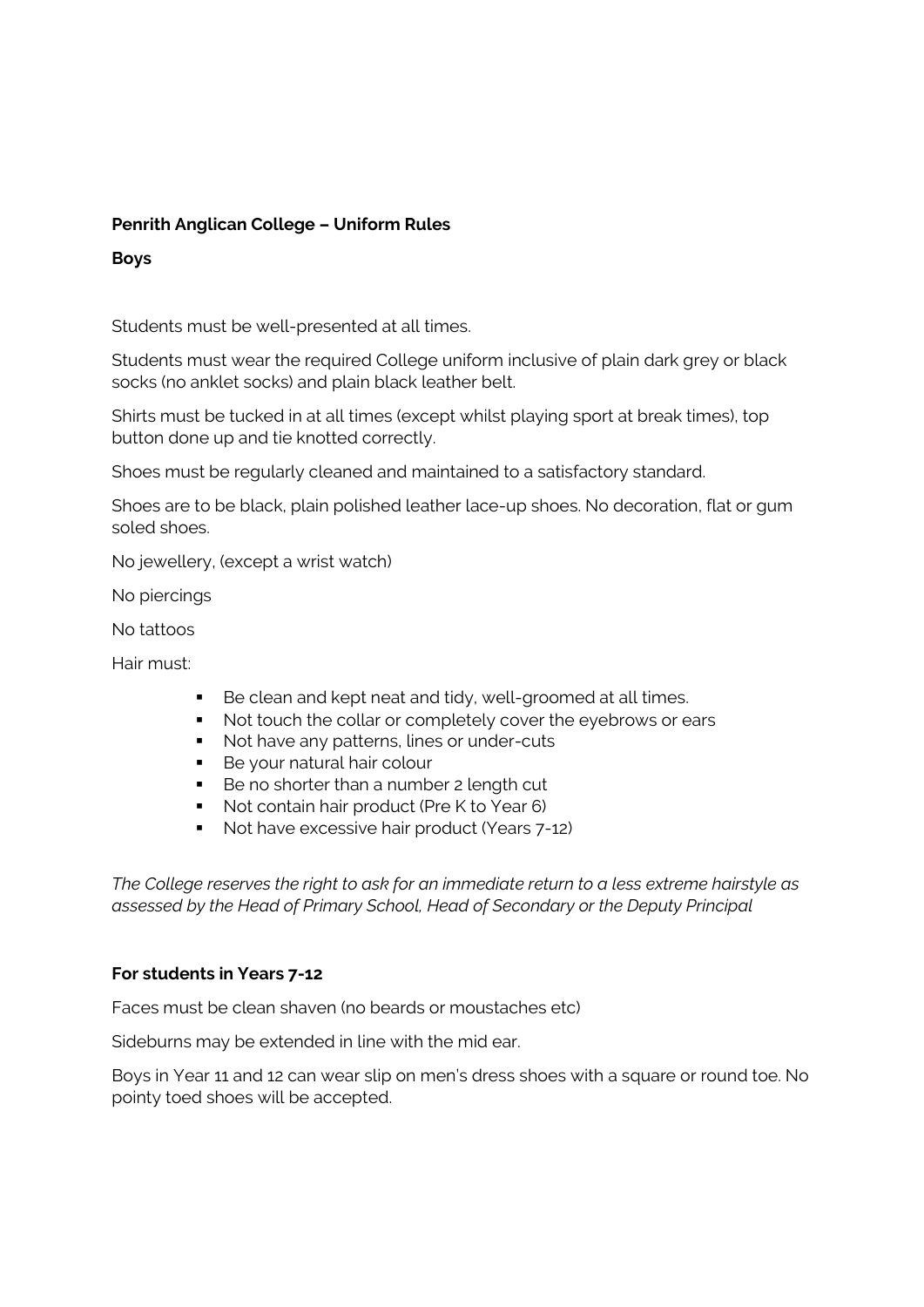**Penrith Anglican College – Uniform Rules**

**Boys**

Students must be well-presented at all times.

Students must wear the required College uniform inclusive of plain dark grey or black socks (no anklet socks) and plain black leather belt.

Shirts must be tucked in at all times (except whilst playing sport at break times), top button done up and tie knotted correctly.

Shoes must be regularly cleaned and maintained to a satisfactory standard.

Shoes are to be black, plain polished leather lace-up shoes. No decoration, flat or gum soled shoes.

No jewellery, (except a wrist watch)

No piercings

No tattoos

Hair must:

- Be clean and kept neat and tidy, well-groomed at all times.
- Not touch the collar or completely cover the eyebrows or ears
- Not have any patterns, lines or under-cuts
- Be your natural hair colour
- Be no shorter than a number 2 length cut
- Not contain hair product (Pre K to Year 6)
- Not have excessive hair product (Years 7-12)

*The College reserves the right to ask for an immediate return to a less extreme hairstyle as assessed by the Head of Primary School, Head of Secondary or the Deputy Principal*

**For students in Years 7-12**

Faces must be clean shaven (no beards or moustaches etc)

Sideburns may be extended in line with the mid ear.

Boys in Year 11 and 12 can wear slip on men's dress shoes with a square or round toe. No pointy toed shoes will be accepted.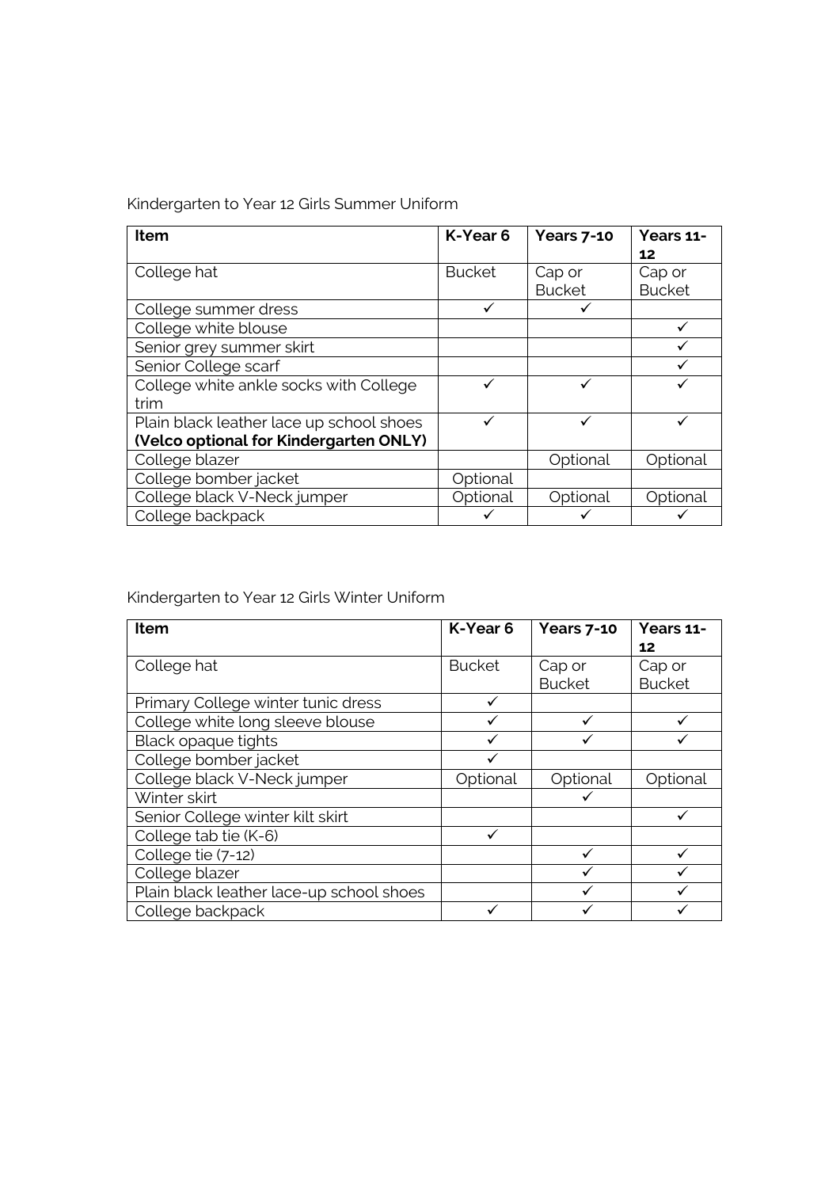Kindergarten to Year 12 Girls Summer Uniform

| **Item** | **K-Year 6** | **Years 7-10** | **Years 11-12** |
|---|---|---|---|
| College hat | Bucket | Cap or Bucket | Cap or Bucket |
| College summer dress | ✓ | ✓ | |
| College white blouse | | | ✓ |
| Senior grey summer skirt | | | ✓ |
| Senior College scarf | | | ✓ |
| College white ankle socks with College trim | ✓ | ✓ | ✓ |
| Plain black leather lace up school shoes **(Velco optional for Kindergarten ONLY)** | ✓ | ✓ | ✓ |
| College blazer | | Optional | Optional |
| College bomber jacket | Optional | | |
| College black V-Neck jumper | Optional | Optional | Optional |
| College backpack | ✓ | ✓ | ✓ |

Kindergarten to Year 12 Girls Winter Uniform

| **Item** | **K-Year 6** | **Years 7-10** | **Years 11-12** |
|---|---|---|---|
| College hat | Bucket | Cap or Bucket | Cap or Bucket |
| Primary College winter tunic dress | ✓ | | |
| College white long sleeve blouse | ✓ | ✓ | ✓ |
| Black opaque tights | ✓ | ✓ | ✓ |
| College bomber jacket | ✓ | | |
| College black V-Neck jumper | Optional | Optional | Optional |
| Winter skirt | | ✓ | |
| Senior College winter kilt skirt | | | ✓ |
| College tab tie (K-6) | ✓ | | |
| College tie (7-12) | | ✓ | ✓ |
| College blazer | | ✓ | ✓ |
| Plain black leather lace-up school shoes | | ✓ | ✓ |
| College backpack | ✓ | ✓ | ✓ |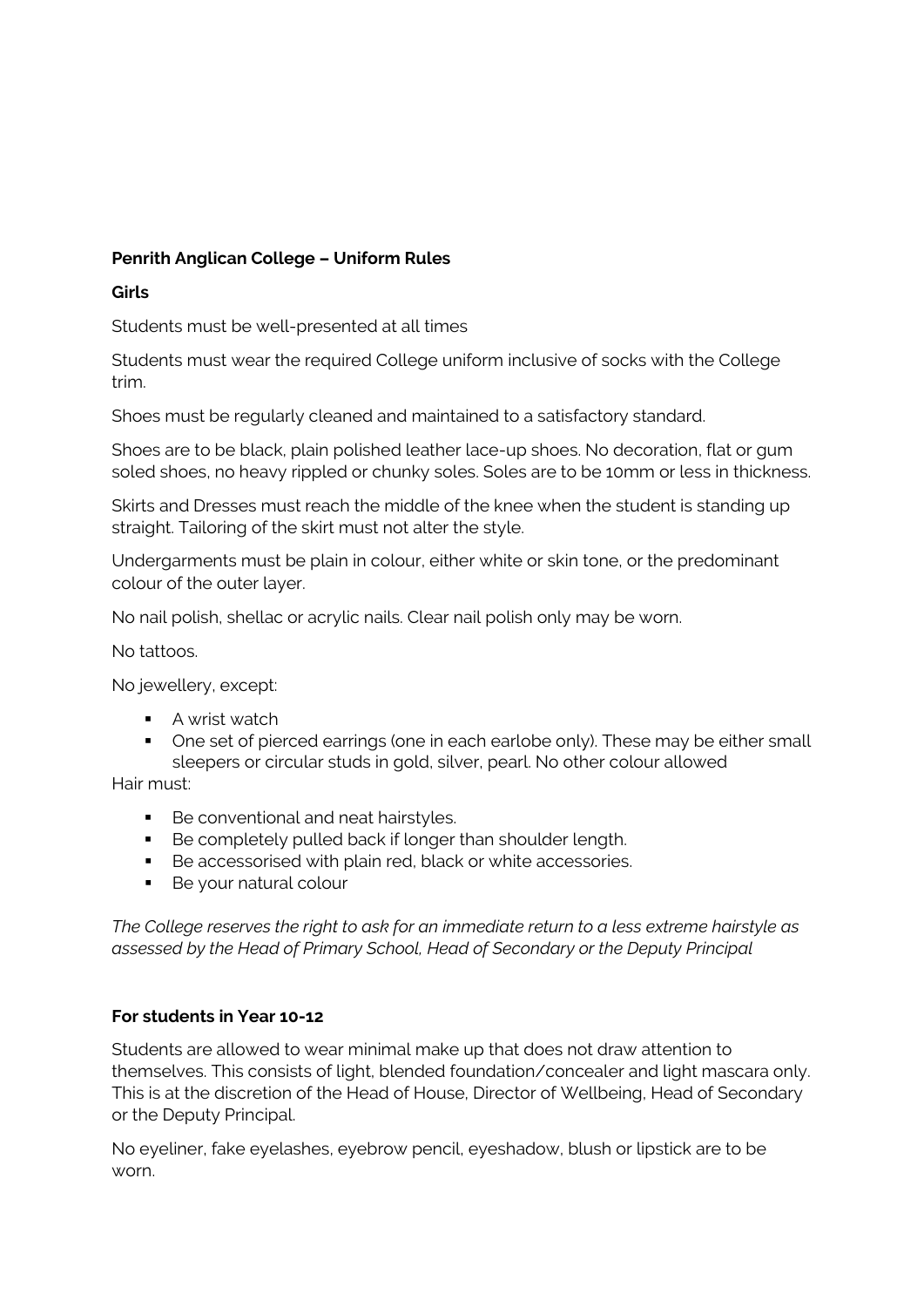**Penrith Anglican College – Uniform Rules**

**Girls**

Students must be well-presented at all times

Students must wear the required College uniform inclusive of socks with the College trim.

Shoes must be regularly cleaned and maintained to a satisfactory standard.

Shoes are to be black, plain polished leather lace-up shoes. No decoration, flat or gum soled shoes, no heavy rippled or chunky soles. Soles are to be 10mm or less in thickness.

Skirts and Dresses must reach the middle of the knee when the student is standing up straight. Tailoring of the skirt must not alter the style.

Undergarments must be plain in colour, either white or skin tone, or the predominant colour of the outer layer.

No nail polish, shellac or acrylic nails. Clear nail polish only may be worn.

No tattoos.

No jewellery, except:

- A wrist watch
- One set of pierced earrings (one in each earlobe only). These may be either small sleepers or circular studs in gold, silver, pearl. No other colour allowed

Hair must:

- Be conventional and neat hairstyles.
- Be completely pulled back if longer than shoulder length.
- Be accessorised with plain red, black or white accessories.
- Be your natural colour

*The College reserves the right to ask for an immediate return to a less extreme hairstyle as assessed by the Head of Primary School, Head of Secondary or the Deputy Principal*

**For students in Year 10-12**

Students are allowed to wear minimal make up that does not draw attention to themselves. This consists of light, blended foundation/concealer and light mascara only. This is at the discretion of the Head of House, Director of Wellbeing, Head of Secondary or the Deputy Principal.

No eyeliner, fake eyelashes, eyebrow pencil, eyeshadow, blush or lipstick are to be worn.